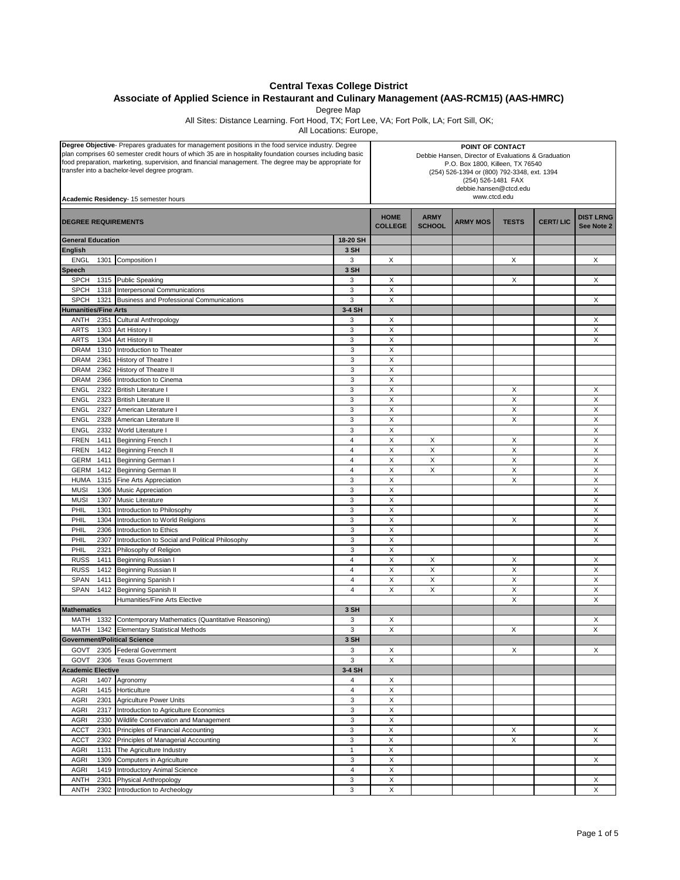# Central Texas College District

## Associate of Applied Science in Restaurant and Culinary Management (AAS-RCM15) (AAS-HMRC)

Degree Map

All Sites: Distance Learning. Fort Hood, TX; Fort Lee, VA; Fort Polk, LA; Fort Sill, OK;

All Locations: Europe,

**Degree Objective**- Prepares graduates for management positions in the food service industry. Degree plan comprises 60 semester credit hours of which 35 are in hospitality foundation courses including basic food preparation, marketing, supervision, and financial management. The degree may be appropriate for transfer into a bachelor-level degree program.

**Academic Residency**- 15 semester hours

**POINT OF CONTACT**
Debbie Hansen, Director of Evaluations & Graduation
P.O. Box 1800, Killeen, TX 76540
(254) 526-1394 or (800) 792-3348, ext. 1394
(254) 526-1481 FAX
debbie.hansen@ctcd.edu
www.ctcd.edu

| DEGREE REQUIREMENTS | | | | HOME COLLEGE | ARMY SCHOOL | ARMY MOS | TESTS | CERT/ LIC | DIST LRNG See Note 2 |
|---|---|---|---|---|---|---|---|---|---|
| **General Education** | | | 18-20 SH | | | | | | |
| **English** | | | 3 SH | | | | | | |
| ENGL | 1301 | Composition I | 3 | X | | | X | | X |
| **Speech** | | | 3 SH | | | | | | |
| SPCH | 1315 | Public Speaking | 3 | X | | | X | | X |
| SPCH | 1318 | Interpersonal Communications | 3 | X | | | | | |
| SPCH | 1321 | Business and Professional Communications | 3 | X | | | | | X |
| **Humanities/Fine Arts** | | | 3-4 SH | | | | | | |
| ANTH | 2351 | Cultural Anthropology | 3 | X | | | | | X |
| ARTS | 1303 | Art History I | 3 | X | | | | | X |
| ARTS | 1304 | Art History II | 3 | X | | | | | X |
| DRAM | 1310 | Introduction to Theater | 3 | X | | | | | |
| DRAM | 2361 | History of Theatre I | 3 | X | | | | | |
| DRAM | 2362 | History of Theatre II | 3 | X | | | | | |
| DRAM | 2366 | Introduction to Cinema | 3 | X | | | | | |
| ENGL | 2322 | British Literature I | 3 | X | | | X | | X |
| ENGL | 2323 | British Literature II | 3 | X | | | X | | X |
| ENGL | 2327 | American Literature I | 3 | X | | | X | | X |
| ENGL | 2328 | American Literature II | 3 | X | | | X | | X |
| ENGL | 2332 | World Literature I | 3 | X | | | | | X |
| FREN | 1411 | Beginning French I | 4 | X | X | | X | | X |
| FREN | 1412 | Beginning French II | 4 | X | X | | X | | X |
| GERM | 1411 | Beginning German I | 4 | X | X | | X | | X |
| GERM | 1412 | Beginning German II | 4 | X | X | | X | | X |
| HUMA | 1315 | Fine Arts Appreciation | 3 | X | | | X | | X |
| MUSI | 1306 | Music Appreciation | 3 | X | | | | | X |
| MUSI | 1307 | Music Literature | 3 | X | | | | | X |
| PHIL | 1301 | Introduction to Philosophy | 3 | X | | | | | X |
| PHIL | 1304 | Introduction to World Religions | 3 | X | | | X | | X |
| PHIL | 2306 | Introduction to Ethics | 3 | X | | | | | X |
| PHIL | 2307 | Introduction to Social and Political Philosophy | 3 | X | | | | | X |
| PHIL | 2321 | Philosophy of Religion | 3 | X | | | | | |
| RUSS | 1411 | Beginning Russian I | 4 | X | X | | X | | X |
| RUSS | 1412 | Beginning Russian II | 4 | X | X | | X | | X |
| SPAN | 1411 | Beginning Spanish I | 4 | X | X | | X | | X |
| SPAN | 1412 | Beginning Spanish II | 4 | X | X | | X | | X |
| | | Humanities/Fine Arts Elective | | | | | X | | X |
| **Mathematics** | | | 3 SH | | | | | | |
| MATH | 1332 | Contemporary Mathematics (Quantitative Reasoning) | 3 | X | | | | | X |
| MATH | 1342 | Elementary Statistical Methods | 3 | X | | | X | | X |
| **Government/Political Science** | | | 3 SH | | | | | | |
| GOVT | 2305 | Federal Government | 3 | X | | | X | | X |
| GOVT | 2306 | Texas Government | 3 | X | | | | | |
| **Academic Elective** | | | 3-4 SH | | | | | | |
| AGRI | 1407 | Agronomy | 4 | X | | | | | |
| AGRI | 1415 | Horticulture | 4 | X | | | | | |
| AGRI | 2301 | Agriculture Power Units | 3 | X | | | | | |
| AGRI | 2317 | Introduction to Agriculture Economics | 3 | X | | | | | |
| AGRI | 2330 | Wildlife Conservation and Management | 3 | X | | | | | |
| ACCT | 2301 | Principles of Financial Accounting | 3 | X | | | X | | X |
| ACCT | 2302 | Principles of Managerial Accounting | 3 | X | | | X | | X |
| AGRI | 1131 | The Agriculture Industry | 1 | X | | | | | |
| AGRI | 1309 | Computers in Agriculture | 3 | X | | | | | X |
| AGRI | 1419 | Introductory Animal Science | 4 | X | | | | | |
| ANTH | 2301 | Physical Anthropology | 3 | X | | | | | X |
| ANTH | 2302 | Introduction to Archeology | 3 | X | | | | | X |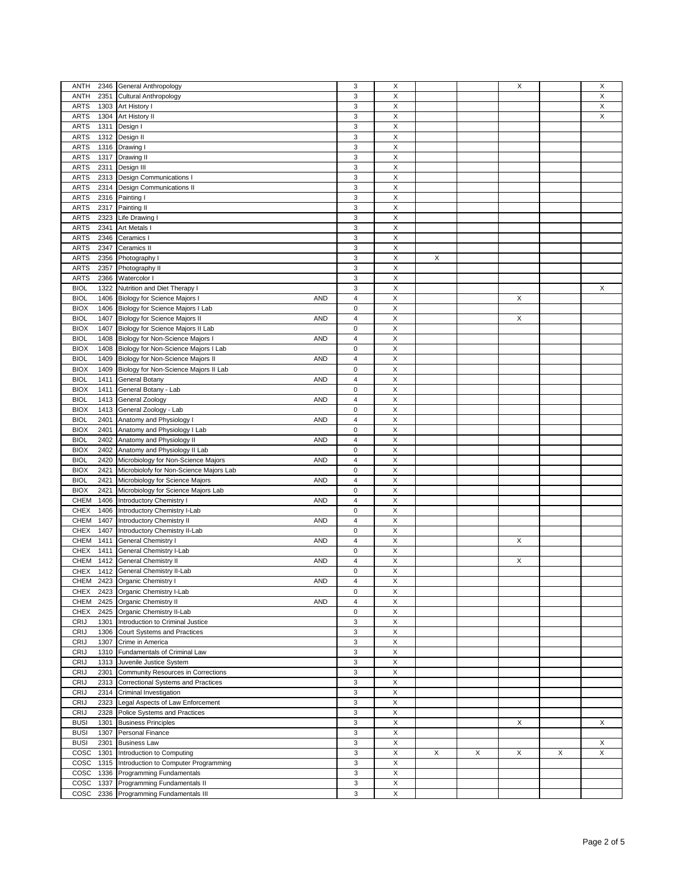| | | | | | | | | | | |
|---|---|---|---|---|---|---|---|---|---|---|
| ANTH | 2346 | General Anthropology | | 3 | X | | | X | | X |
| ANTH | 2351 | Cultural Anthropology | | 3 | X | | | | | X |
| ARTS | 1303 | Art History I | | 3 | X | | | | | X |
| ARTS | 1304 | Art History II | | 3 | X | | | | | X |
| ARTS | 1311 | Design I | | 3 | X | | | | | |
| ARTS | 1312 | Design II | | 3 | X | | | | | |
| ARTS | 1316 | Drawing I | | 3 | X | | | | | |
| ARTS | 1317 | Drawing II | | 3 | X | | | | | |
| ARTS | 2311 | Design III | | 3 | X | | | | | |
| ARTS | 2313 | Design Communications I | | 3 | X | | | | | |
| ARTS | 2314 | Design Communications II | | 3 | X | | | | | |
| ARTS | 2316 | Painting I | | 3 | X | | | | | |
| ARTS | 2317 | Painting II | | 3 | X | | | | | |
| ARTS | 2323 | Life Drawing I | | 3 | X | | | | | |
| ARTS | 2341 | Art Metals I | | 3 | X | | | | | |
| ARTS | 2346 | Ceramics I | | 3 | X | | | | | |
| ARTS | 2347 | Ceramics II | | 3 | X | | | | | |
| ARTS | 2356 | Photography I | | 3 | X | X | | | | |
| ARTS | 2357 | Photography II | | 3 | X | | | | | |
| ARTS | 2366 | Watercolor I | | 3 | X | | | | | |
| BIOL | 1322 | Nutrition and Diet Therapy I | | 3 | X | | | | | X |
| BIOL | 1406 | Biology for Science Majors I | AND | 4 | X | | | X | | |
| BIOX | 1406 | Biology for Science Majors I Lab | | 0 | X | | | | | |
| BIOL | 1407 | Biology for Science Majors II | AND | 4 | X | | | X | | |
| BIOX | 1407 | Biology for Science Majors II Lab | | 0 | X | | | | | |
| BIOL | 1408 | Biology for Non-Science Majors I | AND | 4 | X | | | | | |
| BIOX | 1408 | Biology for Non-Science Majors I Lab | | 0 | X | | | | | |
| BIOL | 1409 | Biology for Non-Science Majors II | AND | 4 | X | | | | | |
| BIOX | 1409 | Biology for Non-Science Majors II Lab | | 0 | X | | | | | |
| BIOL | 1411 | General Botany | AND | 4 | X | | | | | |
| BIOX | 1411 | General Botany - Lab | | 0 | X | | | | | |
| BIOL | 1413 | General Zoology | AND | 4 | X | | | | | |
| BIOX | 1413 | General Zoology - Lab | | 0 | X | | | | | |
| BIOL | 2401 | Anatomy and Physiology I | AND | 4 | X | | | | | |
| BIOX | 2401 | Anatomy and Physiology I Lab | | 0 | X | | | | | |
| BIOL | 2402 | Anatomy and Physiology II | AND | 4 | X | | | | | |
| BIOX | 2402 | Anatomy and Physiology II Lab | | 0 | X | | | | | |
| BIOL | 2420 | Microbiology for Non-Science Majors | AND | 4 | X | | | | | |
| BIOX | 2421 | Microbiolofy for Non-Science Majors Lab | | 0 | X | | | | | |
| BIOL | 2421 | Microbiology for Science Majors | AND | 4 | X | | | | | |
| BIOX | 2421 | Microbiology for Science Majors Lab | | 0 | X | | | | | |
| CHEM | 1406 | Introductory Chemistry I | AND | 4 | X | | | | | |
| CHEX | 1406 | Introductory Chemistry I-Lab | | 0 | X | | | | | |
| CHEM | 1407 | Introductory Chemistry II | AND | 4 | X | | | | | |
| CHEX | 1407 | Introductory Chemistry II-Lab | | 0 | X | | | | | |
| CHEM | 1411 | General Chemistry I | AND | 4 | X | | | X | | |
| CHEX | 1411 | General Chemistry I-Lab | | 0 | X | | | | | |
| CHEM | 1412 | General Chemistry II | AND | 4 | X | | | X | | |
| CHEX | 1412 | General Chemistry II-Lab | | 0 | X | | | | | |
| CHEM | 2423 | Organic Chemistry I | AND | 4 | X | | | | | |
| CHEX | 2423 | Organic Chemistry I-Lab | | 0 | X | | | | | |
| CHEM | 2425 | Organic Chemistry II | AND | 4 | X | | | | | |
| CHEX | 2425 | Organic Chemistry II-Lab | | 0 | X | | | | | |
| CRIJ | 1301 | Introduction to Criminal Justice | | 3 | X | | | | | |
| CRIJ | 1306 | Court Systems and Practices | | 3 | X | | | | | |
| CRIJ | 1307 | Crime in America | | 3 | X | | | | | |
| CRIJ | 1310 | Fundamentals of Criminal Law | | 3 | X | | | | | |
| CRIJ | 1313 | Juvenile Justice System | | 3 | X | | | | | |
| CRIJ | 2301 | Community Resources in Corrections | | 3 | X | | | | | |
| CRIJ | 2313 | Correctional Systems and Practices | | 3 | X | | | | | |
| CRIJ | 2314 | Criminal Investigation | | 3 | X | | | | | |
| CRIJ | 2323 | Legal Aspects of Law Enforcement | | 3 | X | | | | | |
| CRIJ | 2328 | Police Systems and Practices | | 3 | X | | | | | |
| BUSI | 1301 | Business Principles | | 3 | X | | | X | | X |
| BUSI | 1307 | Personal Finance | | 3 | X | | | | | |
| BUSI | 2301 | Business Law | | 3 | X | | | | | X |
| COSC | 1301 | Introduction to Computing | | 3 | X | X | X | X | X | X |
| COSC | 1315 | Introduction to Computer Programming | | 3 | X | | | | | |
| COSC | 1336 | Programming Fundamentals | | 3 | X | | | | | |
| COSC | 1337 | Programming Fundamentals II | | 3 | X | | | | | |
| COSC | 2336 | Programming Fundamentals III | | 3 | X | | | | | |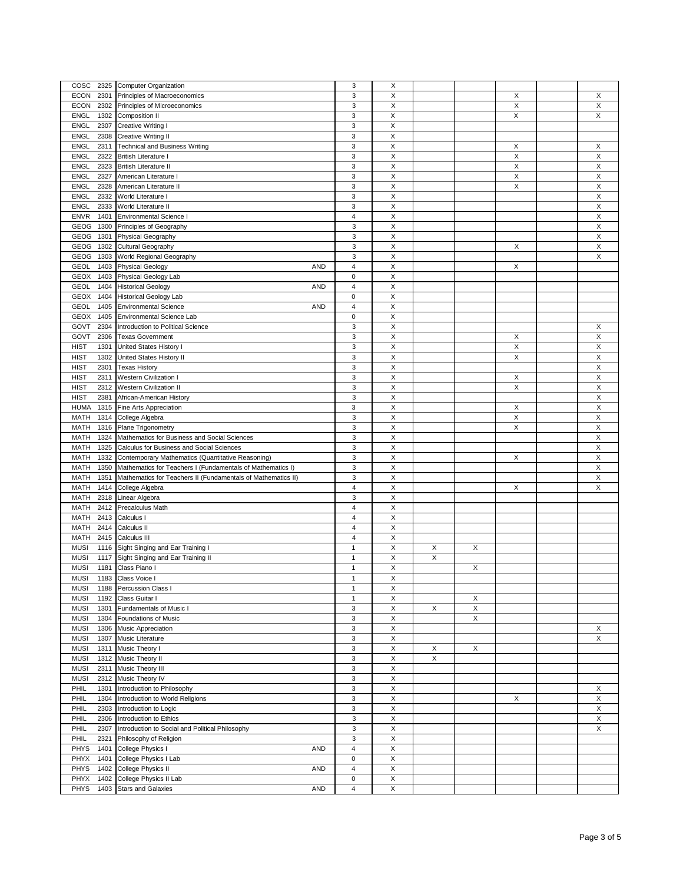| | | | | | | | | | | |
|---|---|---|---|---|---|---|---|---|---|---|
| COSC | 2325 | Computer Organization | | 3 | X | | | | | |
| ECON | 2301 | Principles of Macroeconomics | | 3 | X | | | X | | X |
| ECON | 2302 | Principles of Microeconomics | | 3 | X | | | X | | X |
| ENGL | 1302 | Composition II | | 3 | X | | | X | | X |
| ENGL | 2307 | Creative Writing I | | 3 | X | | | | | |
| ENGL | 2308 | Creative Writing II | | 3 | X | | | | | |
| ENGL | 2311 | Technical and Business Writing | | 3 | X | | | X | | X |
| ENGL | 2322 | British Literature I | | 3 | X | | | X | | X |
| ENGL | 2323 | British Literature II | | 3 | X | | | X | | X |
| ENGL | 2327 | American Literature I | | 3 | X | | | X | | X |
| ENGL | 2328 | American Literature II | | 3 | X | | | X | | X |
| ENGL | 2332 | World Literature I | | 3 | X | | | | | X |
| ENGL | 2333 | World Literature II | | 3 | X | | | | | X |
| ENVR | 1401 | Environmental Science I | | 4 | X | | | | | X |
| GEOG | 1300 | Principles of Geography | | 3 | X | | | | | X |
| GEOG | 1301 | Physical Geography | | 3 | X | | | | | X |
| GEOG | 1302 | Cultural Geography | | 3 | X | | | X | | X |
| GEOG | 1303 | World Regional Geography | | 3 | X | | | | | X |
| GEOL | 1403 | Physical Geology | AND | 4 | X | | | X | | |
| GEOX | 1403 | Physical Geology Lab | | 0 | X | | | | | |
| GEOL | 1404 | Historical Geology | AND | 4 | X | | | | | |
| GEOX | 1404 | Historical Geology Lab | | 0 | X | | | | | |
| GEOL | 1405 | Environmental Science | AND | 4 | X | | | | | |
| GEOX | 1405 | Environmental Science Lab | | 0 | X | | | | | |
| GOVT | 2304 | Introduction to Political Science | | 3 | X | | | | | X |
| GOVT | 2306 | Texas Government | | 3 | X | | | X | | X |
| HIST | 1301 | United States History I | | 3 | X | | | X | | X |
| HIST | 1302 | United States History II | | 3 | X | | | X | | X |
| HIST | 2301 | Texas History | | 3 | X | | | | | X |
| HIST | 2311 | Western Civilization I | | 3 | X | | | X | | X |
| HIST | 2312 | Western Civilization II | | 3 | X | | | X | | X |
| HIST | 2381 | African-American History | | 3 | X | | | | | X |
| HUMA | 1315 | Fine Arts Appreciation | | 3 | X | | | X | | X |
| MATH | 1314 | College Algebra | | 3 | X | | | X | | X |
| MATH | 1316 | Plane Trigonometry | | 3 | X | | | X | | X |
| MATH | 1324 | Mathematics for Business and Social Sciences | | 3 | X | | | | | X |
| MATH | 1325 | Calculus for Business and Social Sciences | | 3 | X | | | | | X |
| MATH | 1332 | Contemporary Mathematics (Quantitative Reasoning) | | 3 | X | | | X | | X |
| MATH | 1350 | Mathematics for Teachers I (Fundamentals of Mathematics I) | | 3 | X | | | | | X |
| MATH | 1351 | Mathematics for Teachers II (Fundamentals of Mathematics II) | | 3 | X | | | | | X |
| MATH | 1414 | College Algebra | | 4 | X | | | X | | X |
| MATH | 2318 | Linear Algebra | | 3 | X | | | | | |
| MATH | 2412 | Precalculus Math | | 4 | X | | | | | |
| MATH | 2413 | Calculus I | | 4 | X | | | | | |
| MATH | 2414 | Calculus II | | 4 | X | | | | | |
| MATH | 2415 | Calculus III | | 4 | X | | | | | |
| MUSI | 1116 | Sight Singing and Ear Training I | | 1 | X | X | X | | | |
| MUSI | 1117 | Sight Singing and Ear Training II | | 1 | X | X | | | | |
| MUSI | 1181 | Class Piano I | | 1 | X | | X | | | |
| MUSI | 1183 | Class Voice I | | 1 | X | | | | | |
| MUSI | 1188 | Percussion Class I | | 1 | X | | | | | |
| MUSI | 1192 | Class Guitar I | | 1 | X | | X | | | |
| MUSI | 1301 | Fundamentals of Music I | | 3 | X | X | X | | | |
| MUSI | 1304 | Foundations of Music | | 3 | X | | X | | | |
| MUSI | 1306 | Music Appreciation | | 3 | X | | | | | X |
| MUSI | 1307 | Music Literature | | 3 | X | | | | | X |
| MUSI | 1311 | Music Theory I | | 3 | X | X | X | | | |
| MUSI | 1312 | Music Theory II | | 3 | X | X | | | | |
| MUSI | 2311 | Music Theory III | | 3 | X | | | | | |
| MUSI | 2312 | Music Theory IV | | 3 | X | | | | | |
| PHIL | 1301 | Introduction to Philosophy | | 3 | X | | | | | X |
| PHIL | 1304 | Introduction to World Religions | | 3 | X | | | X | | X |
| PHIL | 2303 | Introduction to Logic | | 3 | X | | | | | X |
| PHIL | 2306 | Introduction to Ethics | | 3 | X | | | | | X |
| PHIL | 2307 | Introduction to Social and Political Philosophy | | 3 | X | | | | | X |
| PHIL | 2321 | Philosophy of Religion | | 3 | X | | | | | |
| PHYS | 1401 | College Physics I | AND | 4 | X | | | | | |
| PHYX | 1401 | College Physics I Lab | | 0 | X | | | | | |
| PHYS | 1402 | College Physics II | AND | 4 | X | | | | | |
| PHYX | 1402 | College Physics II Lab | | 0 | X | | | | | |
| PHYS | 1403 | Stars and Galaxies | AND | 4 | X | | | | | |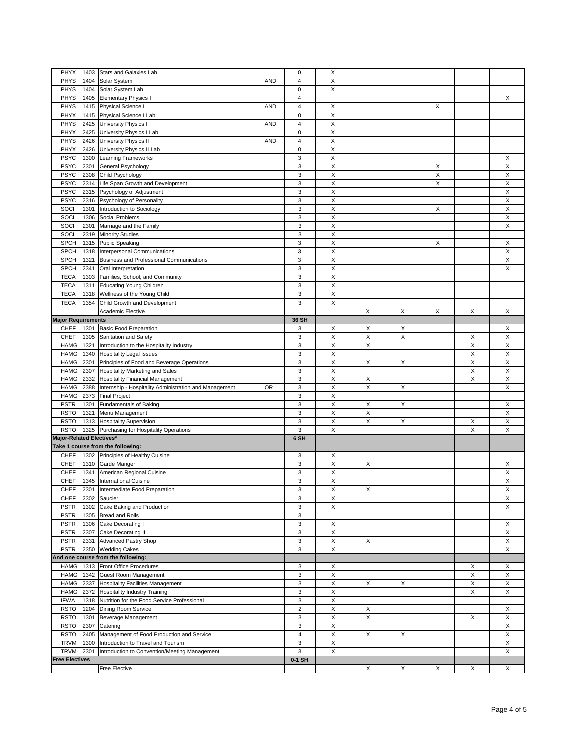| Prefix | No. | Course | | SH | | | | | | |
|---|---|---|---|---|---|---|---|---|---|---|
| PHYX | 1403 | Stars and Galaxies Lab | | 0 | X | | | | | |
| PHYS | 1404 | Solar System | AND | 4 | X | | | | | |
| PHYS | 1404 | Solar System Lab | | 0 | X | | | | | |
| PHYS | 1405 | Elementary Physics I | | 4 | | | | | | X |
| PHYS | 1415 | Physical Science I | AND | 4 | X | | | X | | |
| PHYX | 1415 | Physical Science I Lab | | 0 | X | | | | | |
| PHYS | 2425 | University Physics I | AND | 4 | X | | | | | |
| PHYX | 2425 | University Physics I Lab | | 0 | X | | | | | |
| PHYS | 2426 | University Physics II | AND | 4 | X | | | | | |
| PHYX | 2426 | University Physics II Lab | | 0 | X | | | | | |
| PSYC | 1300 | Learning Frameworks | | 3 | X | | | | | X |
| PSYC | 2301 | General Psychology | | 3 | X | | | X | | X |
| PSYC | 2308 | Child Psychology | | 3 | X | | | X | | X |
| PSYC | 2314 | Life Span Growth and Development | | 3 | X | | | X | | X |
| PSYC | 2315 | Psychology of Adjustment | | 3 | X | | | | | X |
| PSYC | 2316 | Psychology of Personality | | 3 | X | | | | | X |
| SOCI | 1301 | Introduction to Sociology | | 3 | X | | | X | | X |
| SOCI | 1306 | Social Problems | | 3 | X | | | | | X |
| SOCI | 2301 | Marriage and the Family | | 3 | X | | | | | X |
| SOCI | 2319 | Minority Studies | | 3 | X | | | | | |
| SPCH | 1315 | Public Speaking | | 3 | X | | | X | | X |
| SPCH | 1318 | Interpersonal Communications | | 3 | X | | | | | X |
| SPCH | 1321 | Business and Professional Communications | | 3 | X | | | | | X |
| SPCH | 2341 | Oral Interpretation | | 3 | X | | | | | X |
| TECA | 1303 | Families, School, and Community | | 3 | X | | | | | |
| TECA | 1311 | Educating Young Children | | 3 | X | | | | | |
| TECA | 1318 | Wellness of the Young Child | | 3 | X | | | | | |
| TECA | 1354 | Child Growth and Development | | 3 | X | | | | | |
| | | Academic Elective | | | | X | X | X | X | X |
| **Major Requirements** | | | | **36 SH** | | | | | | |
| CHEF | 1301 | Basic Food Preparation | | 3 | X | X | X | | | X |
| CHEF | 1305 | Sanitation and Safety | | 3 | X | X | X | | X | X |
| HAMG | 1321 | Introduction to the Hospitality Industry | | 3 | X | X | | | X | X |
| HAMG | 1340 | Hospitality Legal Issues | | 3 | X | | | | X | X |
| HAMG | 2301 | Principles of Food and Beverage Operations | | 3 | X | X | X | | X | X |
| HAMG | 2307 | Hospitality Marketing and Sales | | 3 | X | | | | X | X |
| HAMG | 2332 | Hospitality Financial Management | | 3 | X | X | | | X | X |
| HAMG | 2388 | Internship - Hospitality Administration and Management | OR | 3 | X | X | X | | | X |
| HAMG | 2373 | Final Project | | 3 | X | | | | | |
| PSTR | 1301 | Fundamentals of Baking | | 3 | X | X | X | | | X |
| RSTO | 1321 | Menu Management | | 3 | X | X | | | | X |
| RSTO | 1313 | Hospitality Supervision | | 3 | X | X | X | | X | X |
| RSTO | 1325 | Purchasing for Hospitality Operations | | 3 | X | | | | X | X |
| **Major-Related Electives*** | | | | **6 SH** | | | | | | |
| **Take 1 course from the following:** | | | | | | | | | | |
| CHEF | 1302 | Principles of Healthy Cuisine | | 3 | X | | | | | |
| CHEF | 1310 | Garde Manger | | 3 | X | X | | | | X |
| CHEF | 1341 | American Regional Cuisine | | 3 | X | | | | | X |
| CHEF | 1345 | International Cuisine | | 3 | X | | | | | X |
| CHEF | 2301 | Intermediate Food Preparation | | 3 | X | X | | | | X |
| CHEF | 2302 | Saucier | | 3 | X | | | | | X |
| PSTR | 1302 | Cake Baking and Production | | 3 | X | | | | | X |
| PSTR | 1305 | Bread and Rolls | | 3 | | | | | | |
| PSTR | 1306 | Cake Decorating I | | 3 | X | | | | | X |
| PSTR | 2307 | Cake Decorating II | | 3 | X | | | | | X |
| PSTR | 2331 | Advanced Pastry Shop | | 3 | X | X | | | | X |
| PSTR | 2350 | Wedding Cakes | | 3 | X | | | | | X |
| **And one course from the following:** | | | | | | | | | | |
| HAMG | 1313 | Front Office Procedures | | 3 | X | | | | X | X |
| HAMG | 1342 | Guest Room Management | | 3 | X | | | | X | X |
| HAMG | 2337 | Hospitality Facilities Management | | 3 | X | X | X | | X | X |
| HAMG | 2372 | Hospitality Industry Training | | 3 | X | | | | X | X |
| IFWA | 1318 | Nutrition for the Food Service Professional | | 3 | X | | | | | |
| RSTO | 1204 | Dining Room Service | | 2 | X | X | | | | X |
| RSTO | 1301 | Beverage Management | | 3 | X | X | | | X | X |
| RSTO | 2307 | Catering | | 3 | X | | | | | X |
| RSTO | 2405 | Management of Food Production and Service | | 4 | X | X | X | | | X |
| TRVM | 1300 | Introduction to Travel and Tourism | | 3 | X | | | | | X |
| TRVM | 2301 | Introduction to Convention/Meeting Management | | 3 | X | | | | | X |
| **Free Electives** | | | | **0-1 SH** | | | | | | |
| | | Free Elective | | | | X | X | X | X | X |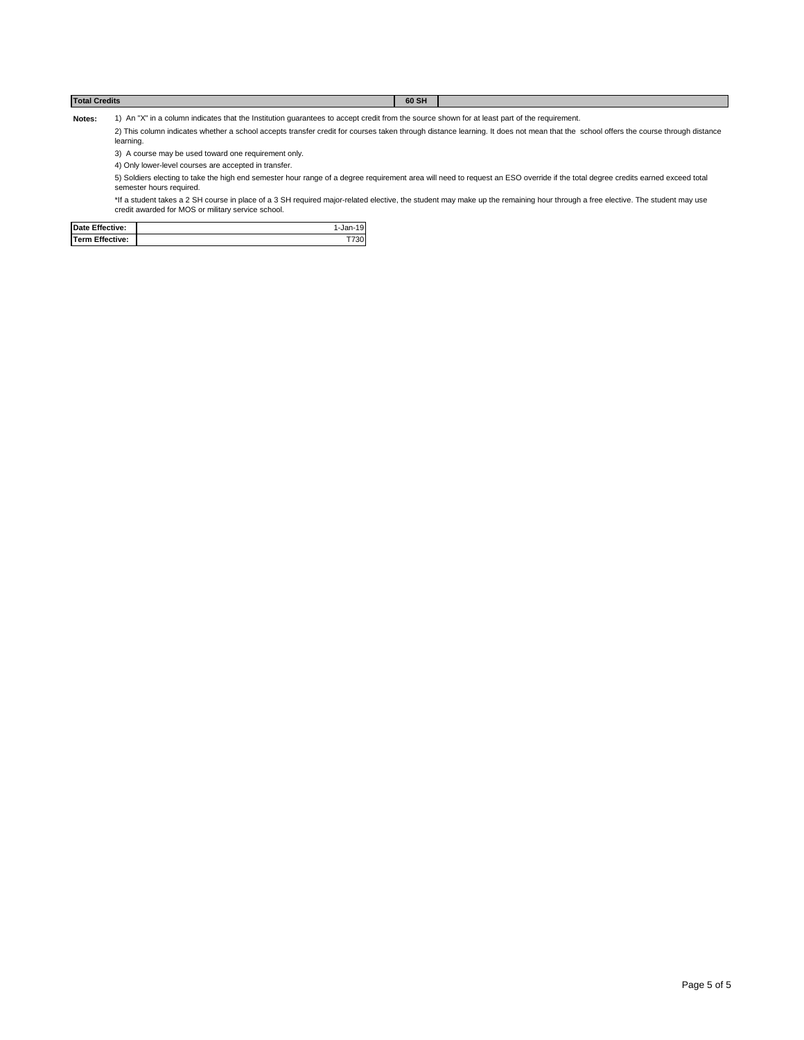| Total Credits | 60 SH | |
| --- | --- | --- |

**Notes:**

1) An "X" in a column indicates that the Institution guarantees to accept credit from the source shown for at least part of the requirement.

2) This column indicates whether a school accepts transfer credit for courses taken through distance learning. It does not mean that the school offers the course through distance learning.

3) A course may be used toward one requirement only.

4) Only lower-level courses are accepted in transfer.

5) Soldiers electing to take the high end semester hour range of a degree requirement area will need to request an ESO override if the total degree credits earned exceed total semester hours required.

*If a student takes a 2 SH course in place of a 3 SH required major-related elective, the student may make up the remaining hour through a free elective. The student may use credit awarded for MOS or military service school.

| | |
| --- | --- |
| **Date Effective:** | 1-Jan-19 |
| **Term Effective:** | T730 |